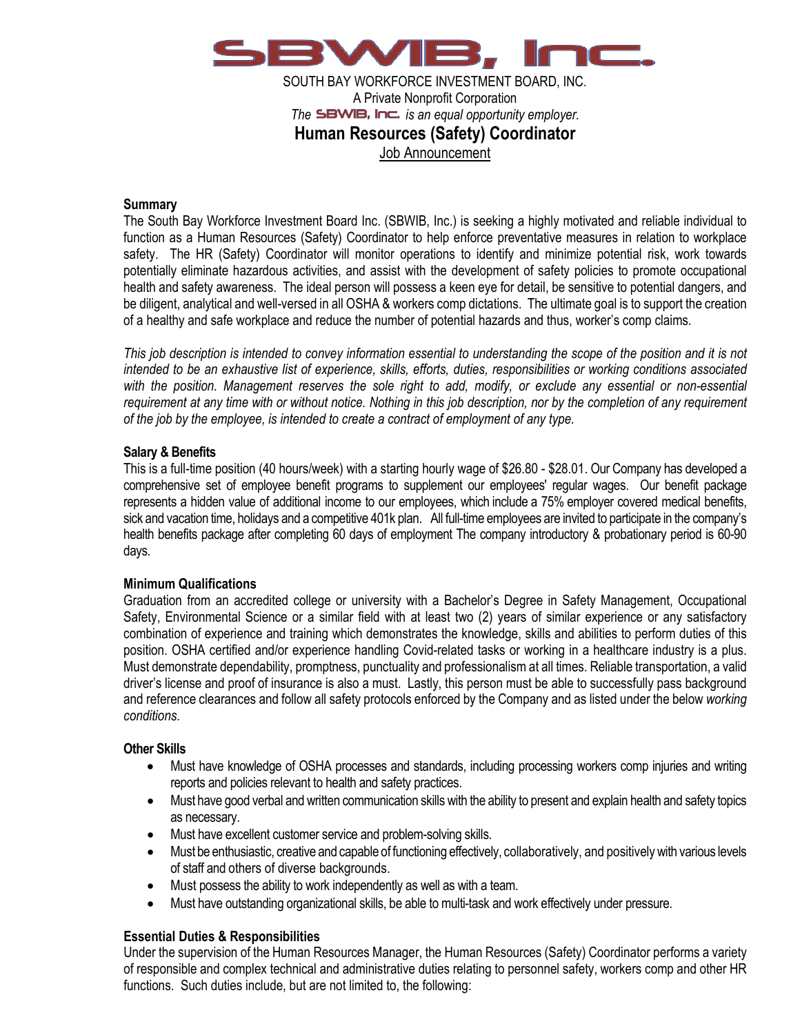# SBWIB, Inc.

SOUTH BAY WORKFORCE INVESTMENT BOARD, INC.
A Private Nonprofit Corporation
*The SBWIB, Inc. is an equal opportunity employer.*

## Human Resources (Safety) Coordinator

Job Announcement

### Summary

The South Bay Workforce Investment Board Inc. (SBWIB, Inc.) is seeking a highly motivated and reliable individual to function as a Human Resources (Safety) Coordinator to help enforce preventative measures in relation to workplace safety. The HR (Safety) Coordinator will monitor operations to identify and minimize potential risk, work towards potentially eliminate hazardous activities, and assist with the development of safety policies to promote occupational health and safety awareness. The ideal person will possess a keen eye for detail, be sensitive to potential dangers, and be diligent, analytical and well-versed in all OSHA & workers comp dictations. The ultimate goal is to support the creation of a healthy and safe workplace and reduce the number of potential hazards and thus, worker's comp claims.

*This job description is intended to convey information essential to understanding the scope of the position and it is not intended to be an exhaustive list of experience, skills, efforts, duties, responsibilities or working conditions associated with the position. Management reserves the sole right to add, modify, or exclude any essential or non-essential requirement at any time with or without notice. Nothing in this job description, nor by the completion of any requirement of the job by the employee, is intended to create a contract of employment of any type.*

### Salary & Benefits

This is a full-time position (40 hours/week) with a starting hourly wage of $26.80 - $28.01. Our Company has developed a comprehensive set of employee benefit programs to supplement our employees' regular wages. Our benefit package represents a hidden value of additional income to our employees, which include a 75% employer covered medical benefits, sick and vacation time, holidays and a competitive 401k plan. All full-time employees are invited to participate in the company's health benefits package after completing 60 days of employment The company introductory & probationary period is 60-90 days.

### Minimum Qualifications

Graduation from an accredited college or university with a Bachelor's Degree in Safety Management, Occupational Safety, Environmental Science or a similar field with at least two (2) years of similar experience or any satisfactory combination of experience and training which demonstrates the knowledge, skills and abilities to perform duties of this position. OSHA certified and/or experience handling Covid-related tasks or working in a healthcare industry is a plus. Must demonstrate dependability, promptness, punctuality and professionalism at all times. Reliable transportation, a valid driver's license and proof of insurance is also a must. Lastly, this person must be able to successfully pass background and reference clearances and follow all safety protocols enforced by the Company and as listed under the below *working conditions*.

### Other Skills

- Must have knowledge of OSHA processes and standards, including processing workers comp injuries and writing reports and policies relevant to health and safety practices.
- Must have good verbal and written communication skills with the ability to present and explain health and safety topics as necessary.
- Must have excellent customer service and problem-solving skills.
- Must be enthusiastic, creative and capable of functioning effectively, collaboratively, and positively with various levels of staff and others of diverse backgrounds.
- Must possess the ability to work independently as well as with a team.
- Must have outstanding organizational skills, be able to multi-task and work effectively under pressure.

### Essential Duties & Responsibilities

Under the supervision of the Human Resources Manager, the Human Resources (Safety) Coordinator performs a variety of responsible and complex technical and administrative duties relating to personnel safety, workers comp and other HR functions. Such duties include, but are not limited to, the following: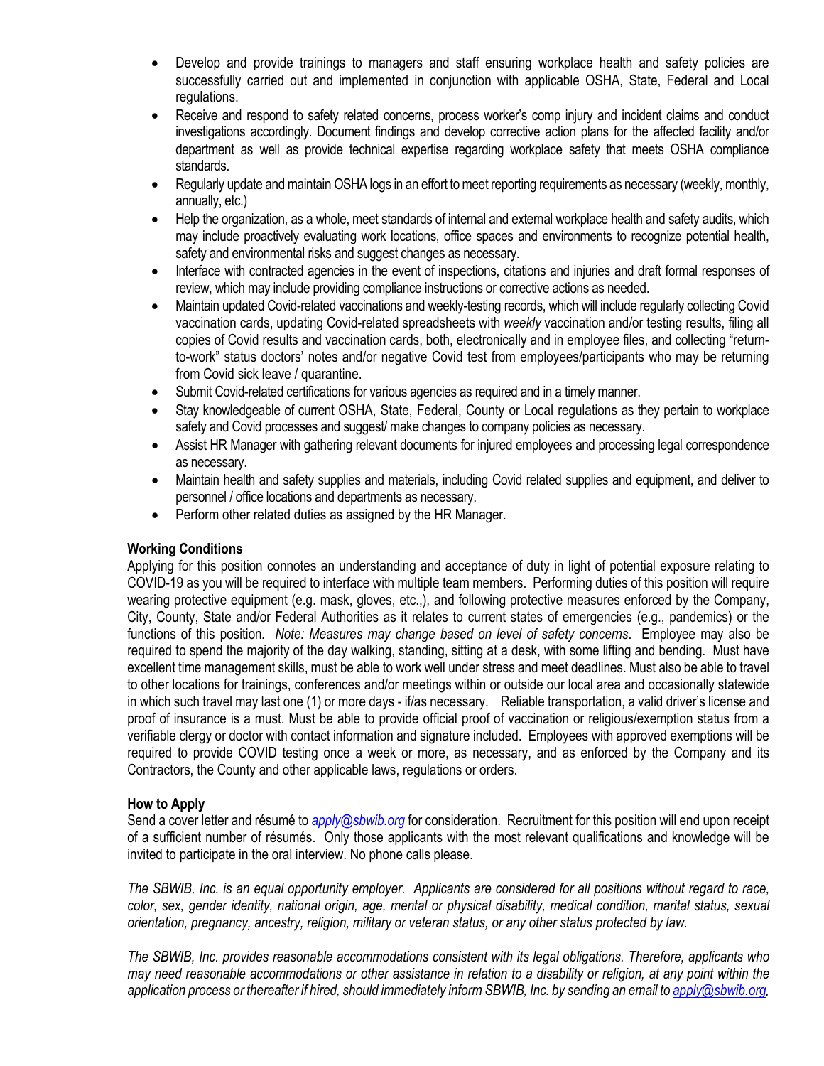- Develop and provide trainings to managers and staff ensuring workplace health and safety policies are successfully carried out and implemented in conjunction with applicable OSHA, State, Federal and Local regulations.
- Receive and respond to safety related concerns, process worker's comp injury and incident claims and conduct investigations accordingly. Document findings and develop corrective action plans for the affected facility and/or department as well as provide technical expertise regarding workplace safety that meets OSHA compliance standards.
- Regularly update and maintain OSHA logs in an effort to meet reporting requirements as necessary (weekly, monthly, annually, etc.)
- Help the organization, as a whole, meet standards of internal and external workplace health and safety audits, which may include proactively evaluating work locations, office spaces and environments to recognize potential health, safety and environmental risks and suggest changes as necessary.
- Interface with contracted agencies in the event of inspections, citations and injuries and draft formal responses of review, which may include providing compliance instructions or corrective actions as needed.
- Maintain updated Covid-related vaccinations and weekly-testing records, which will include regularly collecting Covid vaccination cards, updating Covid-related spreadsheets with *weekly* vaccination and/or testing results, filing all copies of Covid results and vaccination cards, both, electronically and in employee files, and collecting "return-to-work" status doctors' notes and/or negative Covid test from employees/participants who may be returning from Covid sick leave / quarantine.
- Submit Covid-related certifications for various agencies as required and in a timely manner.
- Stay knowledgeable of current OSHA, State, Federal, County or Local regulations as they pertain to workplace safety and Covid processes and suggest/ make changes to company policies as necessary.
- Assist HR Manager with gathering relevant documents for injured employees and processing legal correspondence as necessary.
- Maintain health and safety supplies and materials, including Covid related supplies and equipment, and deliver to personnel / office locations and departments as necessary.
- Perform other related duties as assigned by the HR Manager.

**Working Conditions**

Applying for this position connotes an understanding and acceptance of duty in light of potential exposure relating to COVID-19 as you will be required to interface with multiple team members. Performing duties of this position will require wearing protective equipment (e.g. mask, gloves, etc.,), and following protective measures enforced by the Company, City, County, State and/or Federal Authorities as it relates to current states of emergencies (e.g., pandemics) or the functions of this position. *Note: Measures may change based on level of safety concerns*. Employee may also be required to spend the majority of the day walking, standing, sitting at a desk, with some lifting and bending. Must have excellent time management skills, must be able to work well under stress and meet deadlines. Must also be able to travel to other locations for trainings, conferences and/or meetings within or outside our local area and occasionally statewide in which such travel may last one (1) or more days - if/as necessary. Reliable transportation, a valid driver's license and proof of insurance is a must. Must be able to provide official proof of vaccination or religious/exemption status from a verifiable clergy or doctor with contact information and signature included. Employees with approved exemptions will be required to provide COVID testing once a week or more, as necessary, and as enforced by the Company and its Contractors, the County and other applicable laws, regulations or orders.

**How to Apply**

Send a cover letter and résumé to *apply@sbwib.org* for consideration. Recruitment for this position will end upon receipt of a sufficient number of résumés. Only those applicants with the most relevant qualifications and knowledge will be invited to participate in the oral interview. No phone calls please.

*The SBWIB, Inc. is an equal opportunity employer. Applicants are considered for all positions without regard to race, color, sex, gender identity, national origin, age, mental or physical disability, medical condition, marital status, sexual orientation, pregnancy, ancestry, religion, military or veteran status, or any other status protected by law.*

*The SBWIB, Inc. provides reasonable accommodations consistent with its legal obligations. Therefore, applicants who may need reasonable accommodations or other assistance in relation to a disability or religion, at any point within the application process or thereafter if hired, should immediately inform SBWIB, Inc. by sending an email to apply@sbwib.org.*